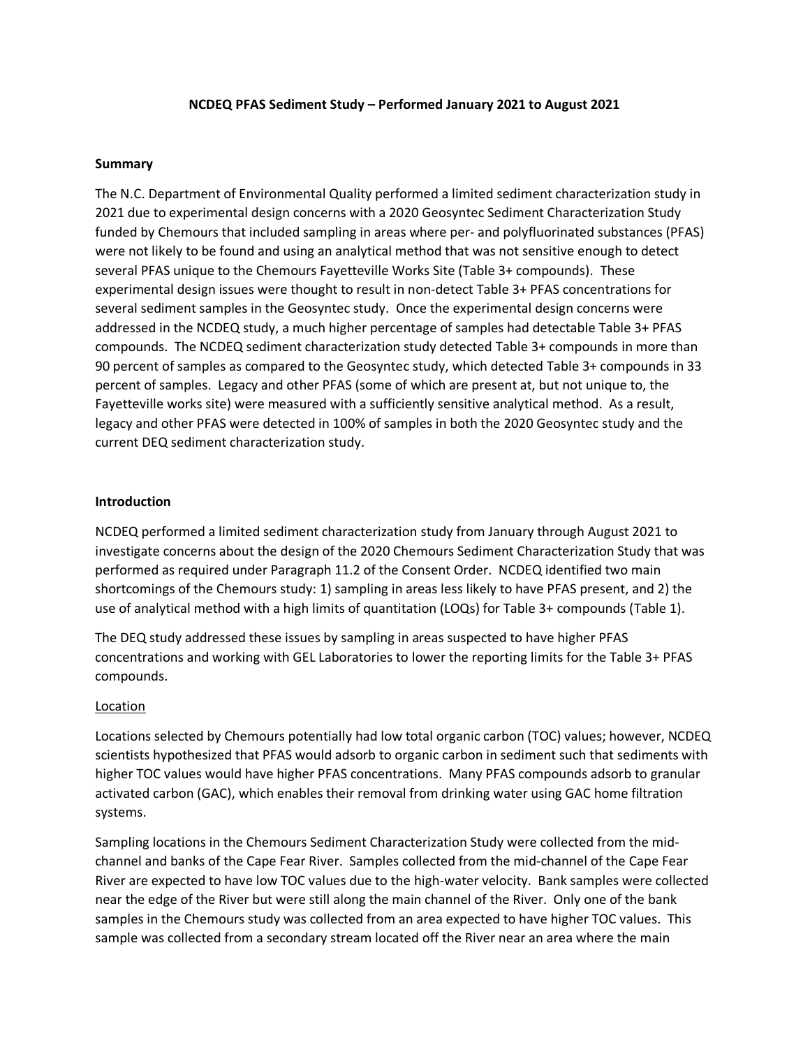**NCDEQ PFAS Sediment Study – Performed January 2021 to August 2021**

**Summary**

The N.C. Department of Environmental Quality performed a limited sediment characterization study in 2021 due to experimental design concerns with a 2020 Geosyntec Sediment Characterization Study funded by Chemours that included sampling in areas where per- and polyfluorinated substances (PFAS) were not likely to be found and using an analytical method that was not sensitive enough to detect several PFAS unique to the Chemours Fayetteville Works Site (Table 3+ compounds). These experimental design issues were thought to result in non-detect Table 3+ PFAS concentrations for several sediment samples in the Geosyntec study. Once the experimental design concerns were addressed in the NCDEQ study, a much higher percentage of samples had detectable Table 3+ PFAS compounds. The NCDEQ sediment characterization study detected Table 3+ compounds in more than 90 percent of samples as compared to the Geosyntec study, which detected Table 3+ compounds in 33 percent of samples. Legacy and other PFAS (some of which are present at, but not unique to, the Fayetteville works site) were measured with a sufficiently sensitive analytical method. As a result, legacy and other PFAS were detected in 100% of samples in both the 2020 Geosyntec study and the current DEQ sediment characterization study.

**Introduction**

NCDEQ performed a limited sediment characterization study from January through August 2021 to investigate concerns about the design of the 2020 Chemours Sediment Characterization Study that was performed as required under Paragraph 11.2 of the Consent Order. NCDEQ identified two main shortcomings of the Chemours study: 1) sampling in areas less likely to have PFAS present, and 2) the use of analytical method with a high limits of quantitation (LOQs) for Table 3+ compounds (Table 1).

The DEQ study addressed these issues by sampling in areas suspected to have higher PFAS concentrations and working with GEL Laboratories to lower the reporting limits for the Table 3+ PFAS compounds.

<u>Location</u>

Locations selected by Chemours potentially had low total organic carbon (TOC) values; however, NCDEQ scientists hypothesized that PFAS would adsorb to organic carbon in sediment such that sediments with higher TOC values would have higher PFAS concentrations. Many PFAS compounds adsorb to granular activated carbon (GAC), which enables their removal from drinking water using GAC home filtration systems.

Sampling locations in the Chemours Sediment Characterization Study were collected from the mid-channel and banks of the Cape Fear River. Samples collected from the mid-channel of the Cape Fear River are expected to have low TOC values due to the high-water velocity. Bank samples were collected near the edge of the River but were still along the main channel of the River. Only one of the bank samples in the Chemours study was collected from an area expected to have higher TOC values. This sample was collected from a secondary stream located off the River near an area where the main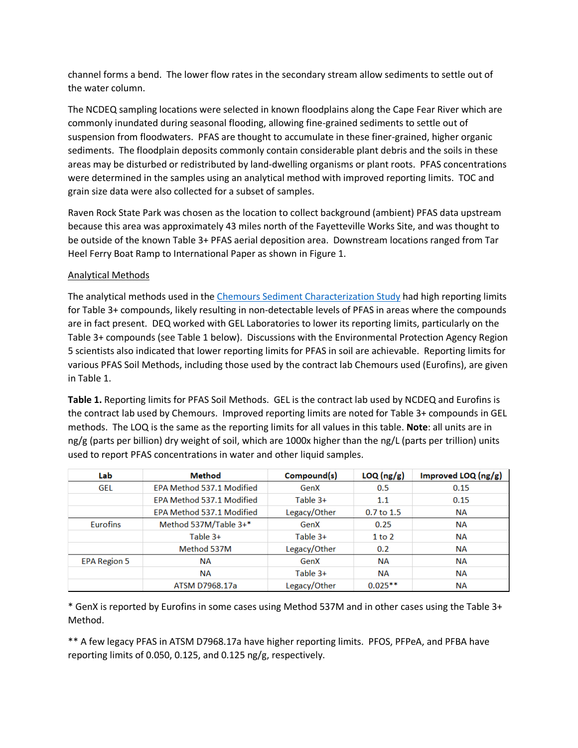channel forms a bend. The lower flow rates in the secondary stream allow sediments to settle out of the water column.

The NCDEQ sampling locations were selected in known floodplains along the Cape Fear River which are commonly inundated during seasonal flooding, allowing fine-grained sediments to settle out of suspension from floodwaters. PFAS are thought to accumulate in these finer-grained, higher organic sediments. The floodplain deposits commonly contain considerable plant debris and the soils in these areas may be disturbed or redistributed by land-dwelling organisms or plant roots. PFAS concentrations were determined in the samples using an analytical method with improved reporting limits. TOC and grain size data were also collected for a subset of samples.

Raven Rock State Park was chosen as the location to collect background (ambient) PFAS data upstream because this area was approximately 43 miles north of the Fayetteville Works Site, and was thought to be outside of the known Table 3+ PFAS aerial deposition area. Downstream locations ranged from Tar Heel Ferry Boat Ramp to International Paper as shown in Figure 1.

## Analytical Methods

The analytical methods used in the Chemours Sediment Characterization Study had high reporting limits for Table 3+ compounds, likely resulting in non-detectable levels of PFAS in areas where the compounds are in fact present. DEQ worked with GEL Laboratories to lower its reporting limits, particularly on the Table 3+ compounds (see Table 1 below). Discussions with the Environmental Protection Agency Region 5 scientists also indicated that lower reporting limits for PFAS in soil are achievable. Reporting limits for various PFAS Soil Methods, including those used by the contract lab Chemours used (Eurofins), are given in Table 1.

**Table 1.** Reporting limits for PFAS Soil Methods. GEL is the contract lab used by NCDEQ and Eurofins is the contract lab used by Chemours. Improved reporting limits are noted for Table 3+ compounds in GEL methods. The LOQ is the same as the reporting limits for all values in this table. **Note**: all units are in ng/g (parts per billion) dry weight of soil, which are 1000x higher than the ng/L (parts per trillion) units used to report PFAS concentrations in water and other liquid samples.

| Lab | Method | Compound(s) | LOQ (ng/g) | Improved LOQ (ng/g) |
|---|---|---|---|---|
| GEL | EPA Method 537.1 Modified | GenX | 0.5 | 0.15 |
| | EPA Method 537.1 Modified | Table 3+ | 1.1 | 0.15 |
| | EPA Method 537.1 Modified | Legacy/Other | 0.7 to 1.5 | NA |
| Eurofins | Method 537M/Table 3+* | GenX | 0.25 | NA |
| | Table 3+ | Table 3+ | 1 to 2 | NA |
| | Method 537M | Legacy/Other | 0.2 | NA |
| EPA Region 5 | NA | GenX | NA | NA |
| | NA | Table 3+ | NA | NA |
| | ATSM D7968.17a | Legacy/Other | 0.025** | NA |

* GenX is reported by Eurofins in some cases using Method 537M and in other cases using the Table 3+ Method.

** A few legacy PFAS in ATSM D7968.17a have higher reporting limits. PFOS, PFPeA, and PFBA have reporting limits of 0.050, 0.125, and 0.125 ng/g, respectively.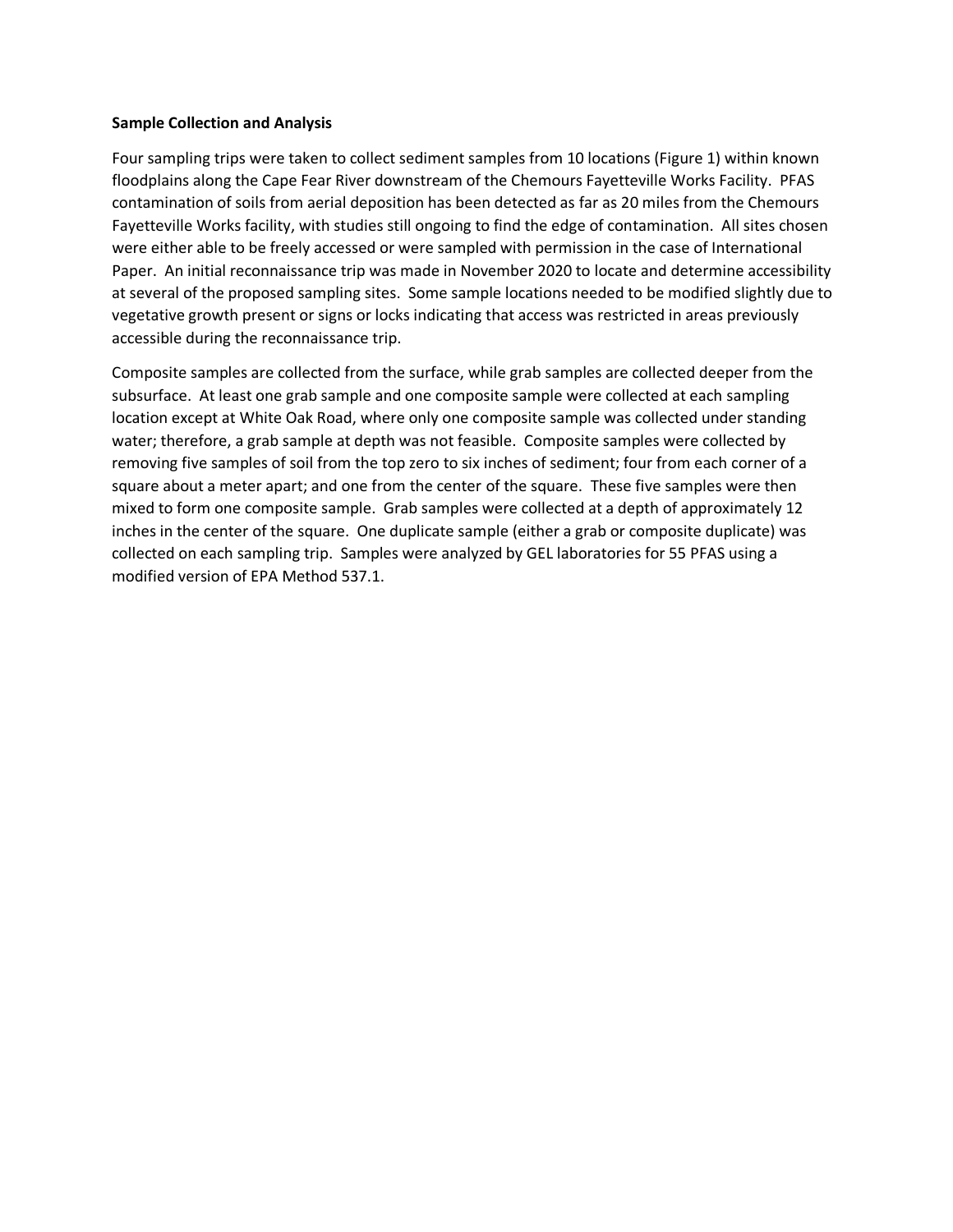**Sample Collection and Analysis**

Four sampling trips were taken to collect sediment samples from 10 locations (Figure 1) within known floodplains along the Cape Fear River downstream of the Chemours Fayetteville Works Facility. PFAS contamination of soils from aerial deposition has been detected as far as 20 miles from the Chemours Fayetteville Works facility, with studies still ongoing to find the edge of contamination. All sites chosen were either able to be freely accessed or were sampled with permission in the case of International Paper. An initial reconnaissance trip was made in November 2020 to locate and determine accessibility at several of the proposed sampling sites. Some sample locations needed to be modified slightly due to vegetative growth present or signs or locks indicating that access was restricted in areas previously accessible during the reconnaissance trip.

Composite samples are collected from the surface, while grab samples are collected deeper from the subsurface. At least one grab sample and one composite sample were collected at each sampling location except at White Oak Road, where only one composite sample was collected under standing water; therefore, a grab sample at depth was not feasible. Composite samples were collected by removing five samples of soil from the top zero to six inches of sediment; four from each corner of a square about a meter apart; and one from the center of the square. These five samples were then mixed to form one composite sample. Grab samples were collected at a depth of approximately 12 inches in the center of the square. One duplicate sample (either a grab or composite duplicate) was collected on each sampling trip. Samples were analyzed by GEL laboratories for 55 PFAS using a modified version of EPA Method 537.1.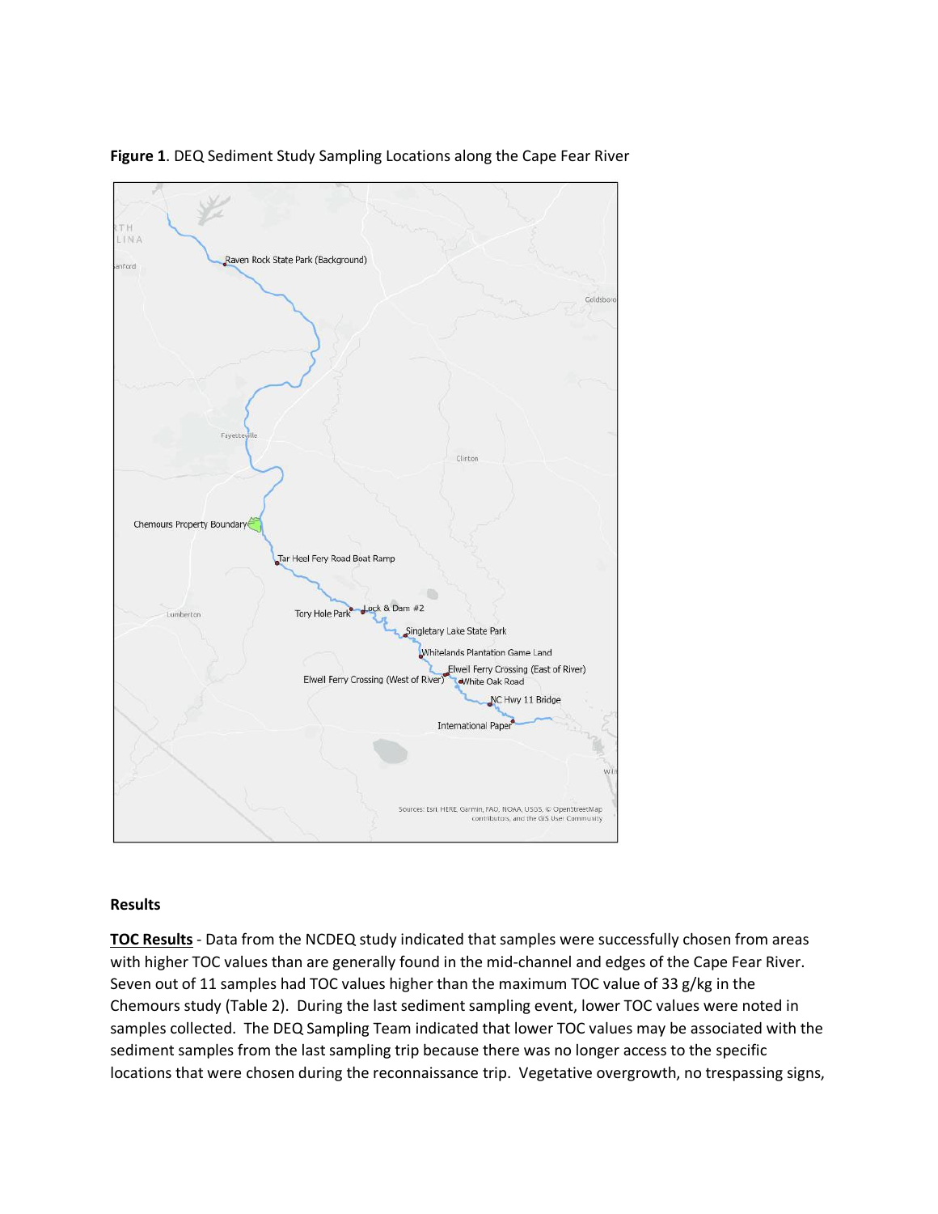**Figure 1**. DEQ Sediment Study Sampling Locations along the Cape Fear River

## Results

**TOC Results** - Data from the NCDEQ study indicated that samples were successfully chosen from areas with higher TOC values than are generally found in the mid-channel and edges of the Cape Fear River. Seven out of 11 samples had TOC values higher than the maximum TOC value of 33 g/kg in the Chemours study (Table 2). During the last sediment sampling event, lower TOC values were noted in samples collected. The DEQ Sampling Team indicated that lower TOC values may be associated with the sediment samples from the last sampling trip because there was no longer access to the specific locations that were chosen during the reconnaissance trip. Vegetative overgrowth, no trespassing signs,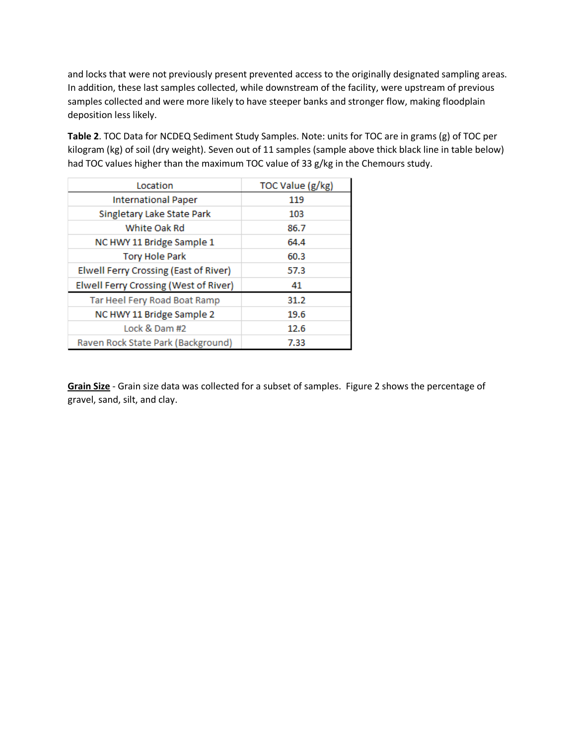and locks that were not previously present prevented access to the originally designated sampling areas. In addition, these last samples collected, while downstream of the facility, were upstream of previous samples collected and were more likely to have steeper banks and stronger flow, making floodplain deposition less likely.

**Table 2**. TOC Data for NCDEQ Sediment Study Samples. Note: units for TOC are in grams (g) of TOC per kilogram (kg) of soil (dry weight). Seven out of 11 samples (sample above thick black line in table below) had TOC values higher than the maximum TOC value of 33 g/kg in the Chemours study.

| Location | TOC Value (g/kg) |
|---|---|
| International Paper | 119 |
| Singletary Lake State Park | 103 |
| White Oak Rd | 86.7 |
| NC HWY 11 Bridge Sample 1 | 64.4 |
| Tory Hole Park | 60.3 |
| Elwell Ferry Crossing (East of River) | 57.3 |
| Elwell Ferry Crossing (West of River) | 41 |
| Tar Heel Fery Road Boat Ramp | 31.2 |
| NC HWY 11 Bridge Sample 2 | 19.6 |
| Lock & Dam #2 | 12.6 |
| Raven Rock State Park (Background) | 7.33 |

**Grain Size** - Grain size data was collected for a subset of samples. Figure 2 shows the percentage of gravel, sand, silt, and clay.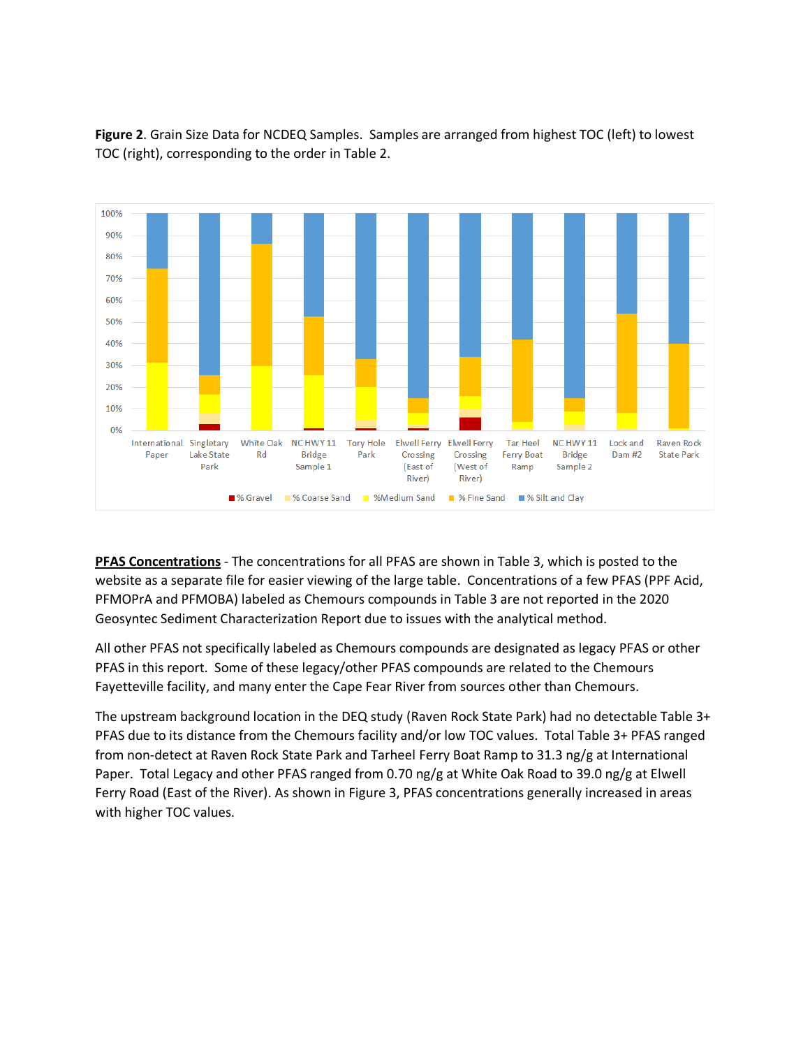**Figure 2**. Grain Size Data for NCDEQ Samples. Samples are arranged from highest TOC (left) to lowest TOC (right), corresponding to the order in Table 2.

**PFAS Concentrations** - The concentrations for all PFAS are shown in Table 3, which is posted to the website as a separate file for easier viewing of the large table. Concentrations of a few PFAS (PPF Acid, PFMOPrA and PFMOBA) labeled as Chemours compounds in Table 3 are not reported in the 2020 Geosyntec Sediment Characterization Report due to issues with the analytical method.

All other PFAS not specifically labeled as Chemours compounds are designated as legacy PFAS or other PFAS in this report. Some of these legacy/other PFAS compounds are related to the Chemours Fayetteville facility, and many enter the Cape Fear River from sources other than Chemours.

The upstream background location in the DEQ study (Raven Rock State Park) had no detectable Table 3+ PFAS due to its distance from the Chemours facility and/or low TOC values. Total Table 3+ PFAS ranged from non-detect at Raven Rock State Park and Tarheel Ferry Boat Ramp to 31.3 ng/g at International Paper. Total Legacy and other PFAS ranged from 0.70 ng/g at White Oak Road to 39.0 ng/g at Elwell Ferry Road (East of the River). As shown in Figure 3, PFAS concentrations generally increased in areas with higher TOC values.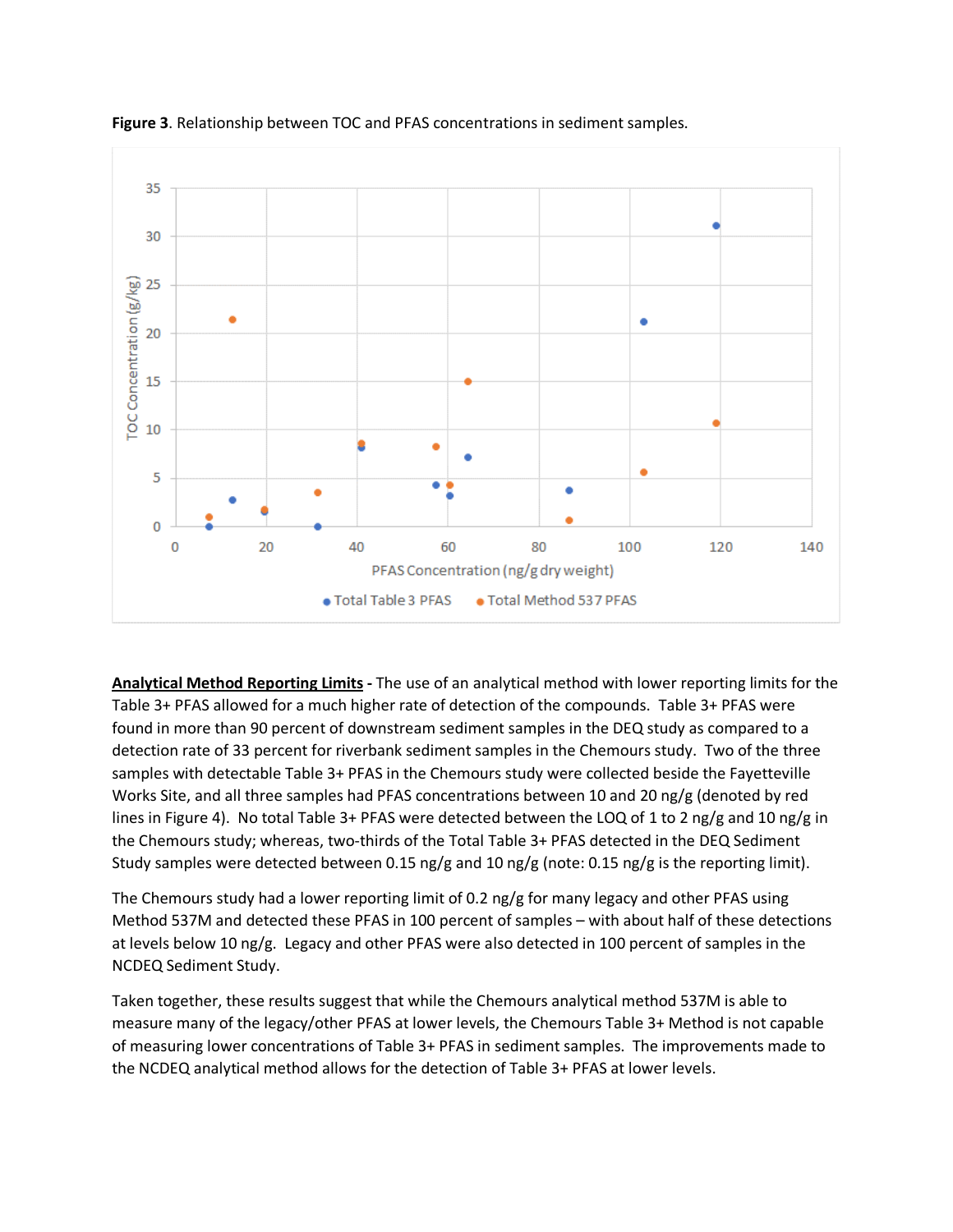**Figure 3**. Relationship between TOC and PFAS concentrations in sediment samples.

**Analytical Method Reporting Limits -** The use of an analytical method with lower reporting limits for the Table 3+ PFAS allowed for a much higher rate of detection of the compounds. Table 3+ PFAS were found in more than 90 percent of downstream sediment samples in the DEQ study as compared to a detection rate of 33 percent for riverbank sediment samples in the Chemours study. Two of the three samples with detectable Table 3+ PFAS in the Chemours study were collected beside the Fayetteville Works Site, and all three samples had PFAS concentrations between 10 and 20 ng/g (denoted by red lines in Figure 4). No total Table 3+ PFAS were detected between the LOQ of 1 to 2 ng/g and 10 ng/g in the Chemours study; whereas, two-thirds of the Total Table 3+ PFAS detected in the DEQ Sediment Study samples were detected between 0.15 ng/g and 10 ng/g (note: 0.15 ng/g is the reporting limit).

The Chemours study had a lower reporting limit of 0.2 ng/g for many legacy and other PFAS using Method 537M and detected these PFAS in 100 percent of samples – with about half of these detections at levels below 10 ng/g. Legacy and other PFAS were also detected in 100 percent of samples in the NCDEQ Sediment Study.

Taken together, these results suggest that while the Chemours analytical method 537M is able to measure many of the legacy/other PFAS at lower levels, the Chemours Table 3+ Method is not capable of measuring lower concentrations of Table 3+ PFAS in sediment samples. The improvements made to the NCDEQ analytical method allows for the detection of Table 3+ PFAS at lower levels.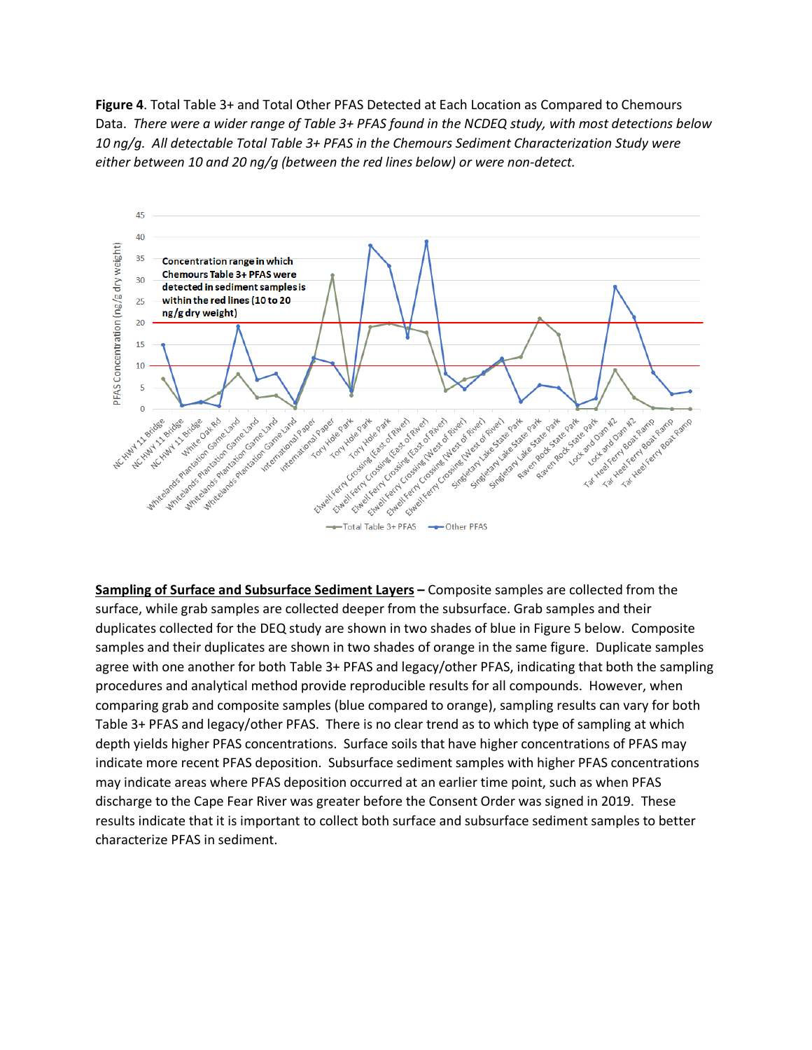**Figure 4**. Total Table 3+ and Total Other PFAS Detected at Each Location as Compared to Chemours Data. *There were a wider range of Table 3+ PFAS found in the NCDEQ study, with most detections below 10 ng/g. All detectable Total Table 3+ PFAS in the Chemours Sediment Characterization Study were either between 10 and 20 ng/g (between the red lines below) or were non-detect.*

**Sampling of Surface and Subsurface Sediment Layers** – Composite samples are collected from the surface, while grab samples are collected deeper from the subsurface. Grab samples and their duplicates collected for the DEQ study are shown in two shades of blue in Figure 5 below. Composite samples and their duplicates are shown in two shades of orange in the same figure. Duplicate samples agree with one another for both Table 3+ PFAS and legacy/other PFAS, indicating that both the sampling procedures and analytical method provide reproducible results for all compounds. However, when comparing grab and composite samples (blue compared to orange), sampling results can vary for both Table 3+ PFAS and legacy/other PFAS. There is no clear trend as to which type of sampling at which depth yields higher PFAS concentrations. Surface soils that have higher concentrations of PFAS may indicate more recent PFAS deposition. Subsurface sediment samples with higher PFAS concentrations may indicate areas where PFAS deposition occurred at an earlier time point, such as when PFAS discharge to the Cape Fear River was greater before the Consent Order was signed in 2019. These results indicate that it is important to collect both surface and subsurface sediment samples to better characterize PFAS in sediment.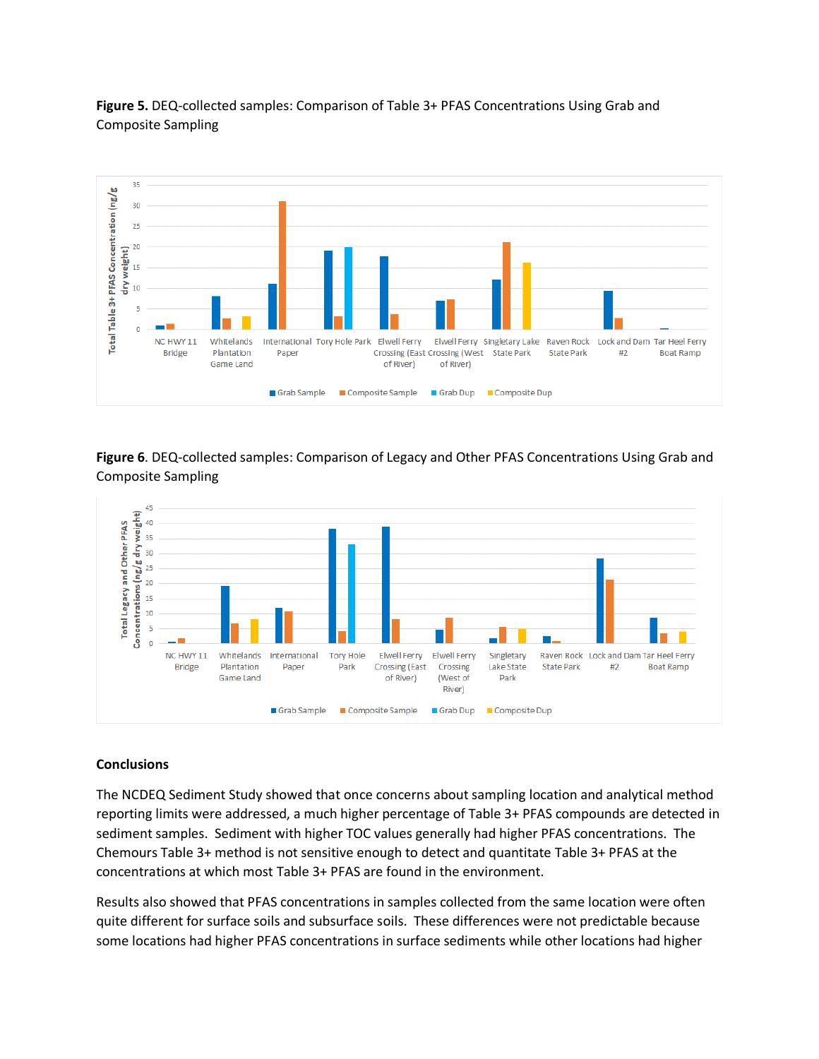**Figure 5.** DEQ-collected samples: Comparison of Table 3+ PFAS Concentrations Using Grab and Composite Sampling

**Figure 6**. DEQ-collected samples: Comparison of Legacy and Other PFAS Concentrations Using Grab and Composite Sampling

### Conclusions

The NCDEQ Sediment Study showed that once concerns about sampling location and analytical method reporting limits were addressed, a much higher percentage of Table 3+ PFAS compounds are detected in sediment samples. Sediment with higher TOC values generally had higher PFAS concentrations. The Chemours Table 3+ method is not sensitive enough to detect and quantitate Table 3+ PFAS at the concentrations at which most Table 3+ PFAS are found in the environment.

Results also showed that PFAS concentrations in samples collected from the same location were often quite different for surface soils and subsurface soils. These differences were not predictable because some locations had higher PFAS concentrations in surface sediments while other locations had higher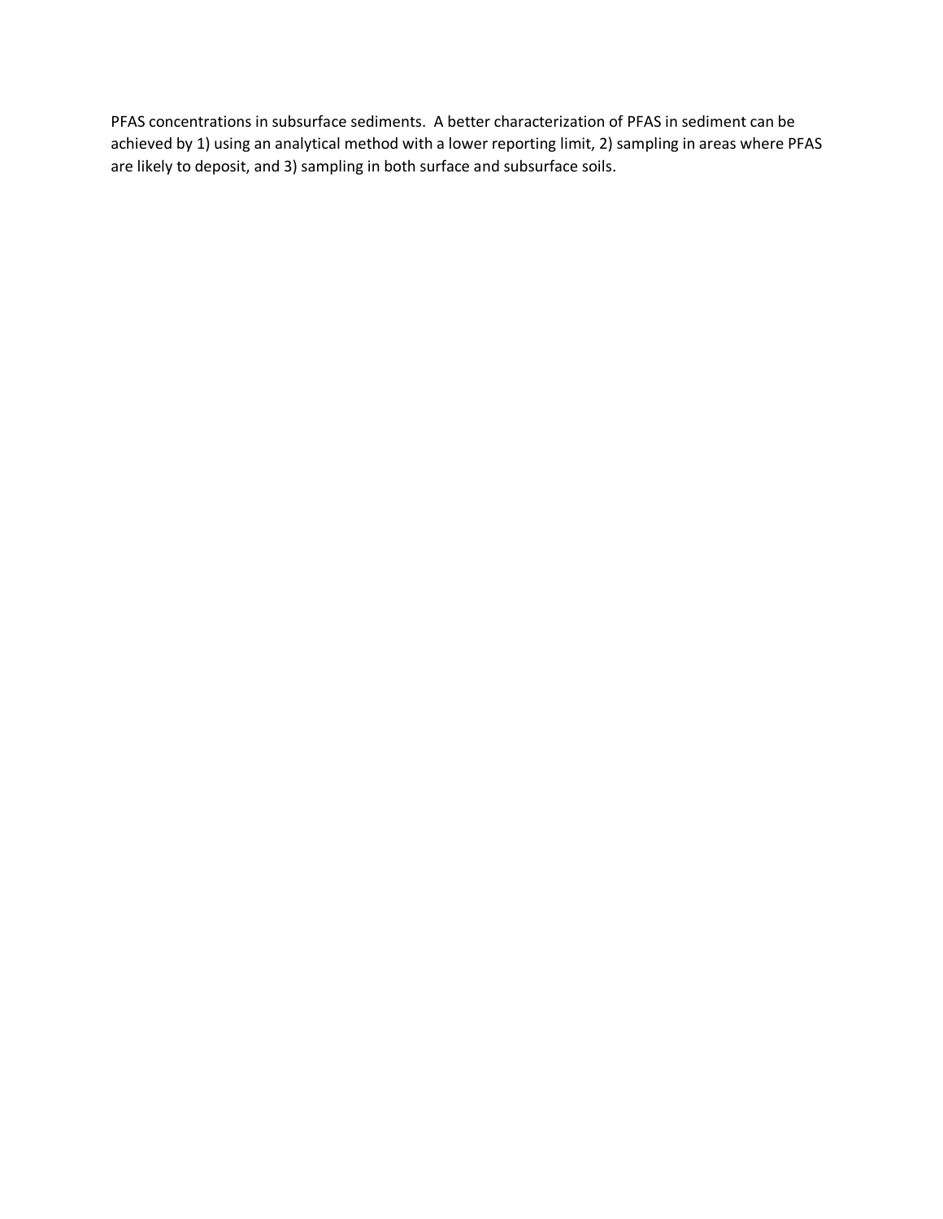PFAS concentrations in subsurface sediments. A better characterization of PFAS in sediment can be achieved by 1) using an analytical method with a lower reporting limit, 2) sampling in areas where PFAS are likely to deposit, and 3) sampling in both surface and subsurface soils.